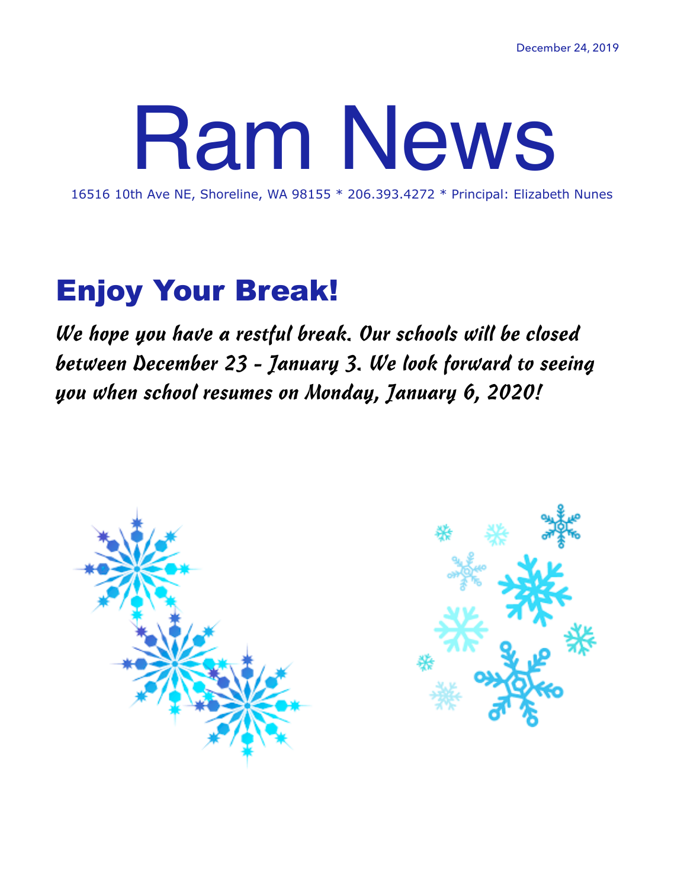December 24, 2019

# Ram News

16516 10th Ave NE, Shoreline, WA 98155 * 206.393.4272 * Principal: Elizabeth Nunes

## Enjoy Your Break!

*We hope you have a restful break. Our schools will be closed between December 23 - January 3. We look forward to seeing you when school resumes on Monday, January 6, 2020!*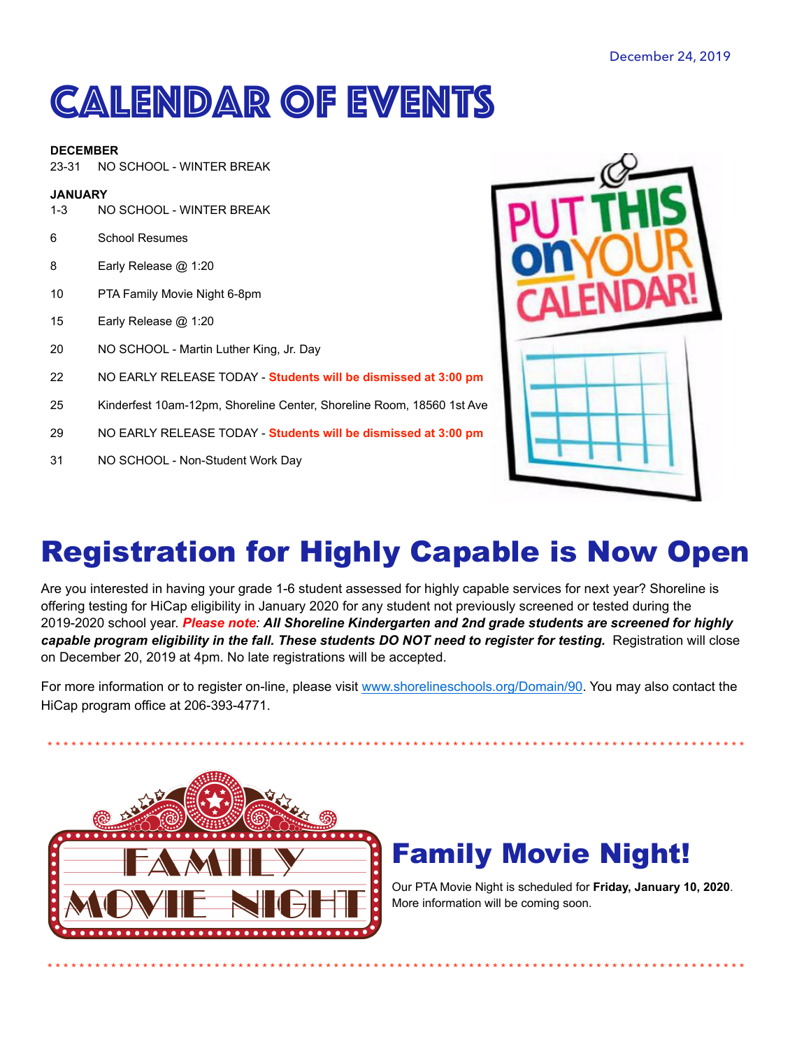December 24, 2019

# CALENDAR OF EVENTS

**DECEMBER**

23-31 NO SCHOOL - WINTER BREAK

**JANUARY**

1-3 NO SCHOOL - WINTER BREAK

6 School Resumes

8 Early Release @ 1:20

10 PTA Family Movie Night 6-8pm

15 Early Release @ 1:20

20 NO SCHOOL - Martin Luther King, Jr. Day

22 NO EARLY RELEASE TODAY - **Students will be dismissed at 3:00 pm**

25 Kinderfest 10am-12pm, Shoreline Center, Shoreline Room, 18560 1st Ave

29 NO EARLY RELEASE TODAY - **Students will be dismissed at 3:00 pm**

31 NO SCHOOL - Non-Student Work Day

# Registration for Highly Capable is Now Open

Are you interested in having your grade 1-6 student assessed for highly capable services for next year? Shoreline is offering testing for HiCap eligibility in January 2020 for any student not previously screened or tested during the 2019-2020 school year. ***Please note**: **All Shoreline Kindergarten and 2nd grade students are screened for highly capable program eligibility in the fall. These students DO NOT need to register for testing.*** Registration will close on December 20, 2019 at 4pm. No late registrations will be accepted.

For more information or to register on-line, please visit www.shorelineschools.org/Domain/90. You may also contact the HiCap program office at 206-393-4771.

# Family Movie Night!

Our PTA Movie Night is scheduled for **Friday, January 10, 2020**. More information will be coming soon.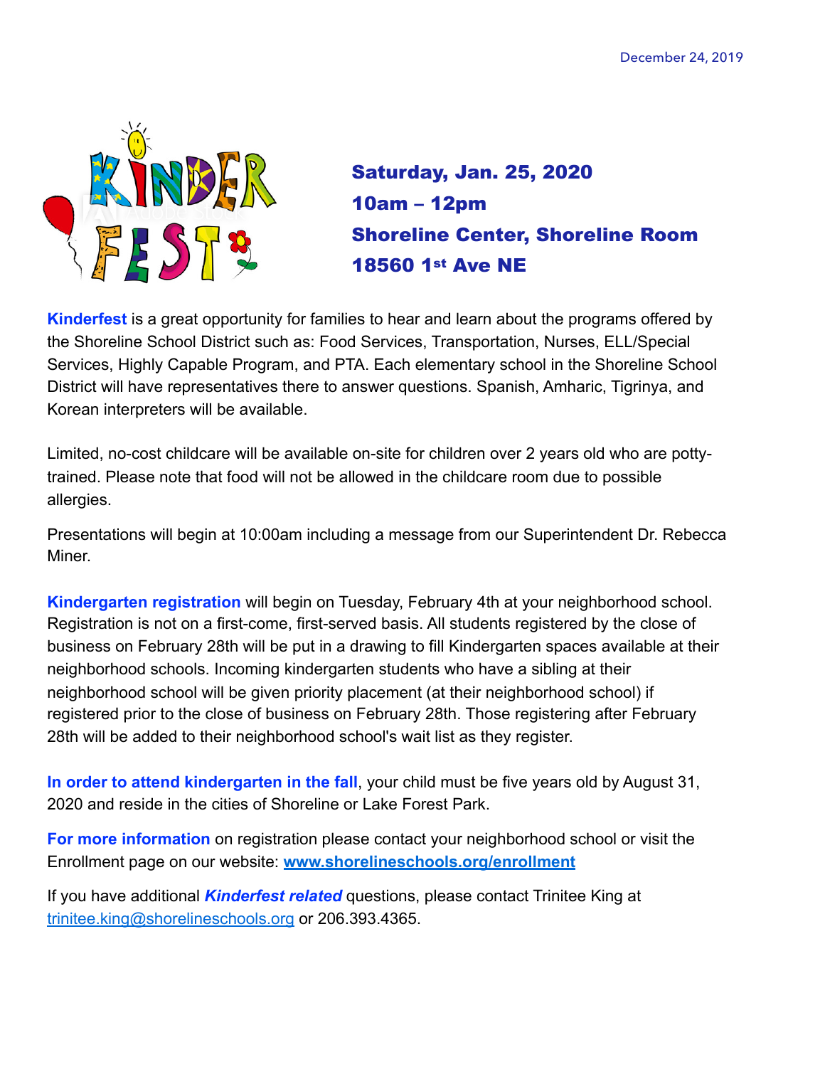December 24, 2019

KINDER FEST

**Saturday, Jan. 25, 2020**
**10am – 12pm**
**Shoreline Center, Shoreline Room**
**18560 1st Ave NE**

**Kinderfest** is a great opportunity for families to hear and learn about the programs offered by the Shoreline School District such as: Food Services, Transportation, Nurses, ELL/Special Services, Highly Capable Program, and PTA. Each elementary school in the Shoreline School District will have representatives there to answer questions. Spanish, Amharic, Tigrinya, and Korean interpreters will be available.

Limited, no-cost childcare will be available on-site for children over 2 years old who are potty-trained. Please note that food will not be allowed in the childcare room due to possible allergies.

Presentations will begin at 10:00am including a message from our Superintendent Dr. Rebecca Miner.

**Kindergarten registration** will begin on Tuesday, February 4th at your neighborhood school. Registration is not on a first-come, first-served basis. All students registered by the close of business on February 28th will be put in a drawing to fill Kindergarten spaces available at their neighborhood schools. Incoming kindergarten students who have a sibling at their neighborhood school will be given priority placement (at their neighborhood school) if registered prior to the close of business on February 28th. Those registering after February 28th will be added to their neighborhood school's wait list as they register.

**In order to attend kindergarten in the fall**, your child must be five years old by August 31, 2020 and reside in the cities of Shoreline or Lake Forest Park.

**For more information** on registration please contact your neighborhood school or visit the Enrollment page on our website: **www.shorelineschools.org/enrollment**

If you have additional ***Kinderfest related*** questions, please contact Trinitee King at trinitee.king@shorelineschools.org or 206.393.4365.